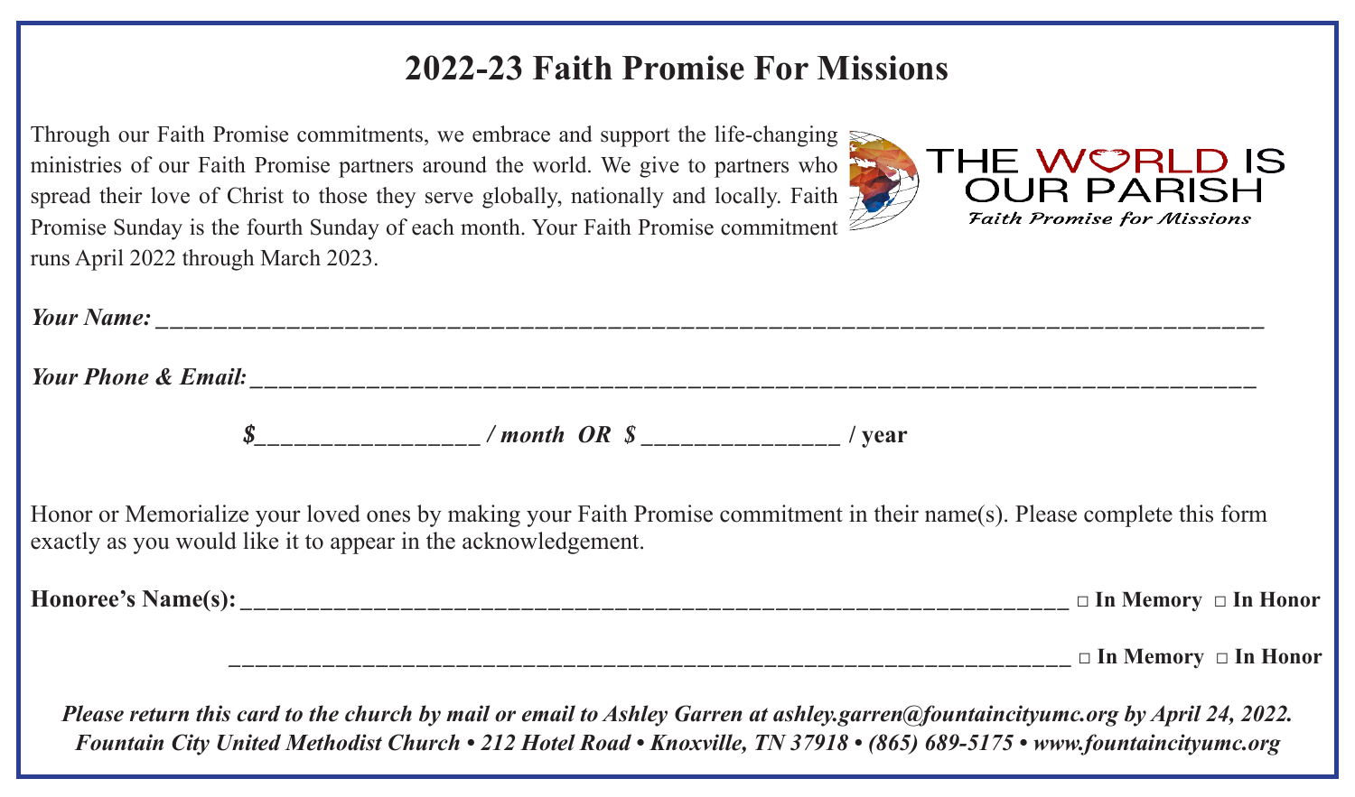# 2022-23 Faith Promise For Missions

Through our Faith Promise commitments, we embrace and support the life-changing ministries of our Faith Promise partners around the world. We give to partners who spread their love of Christ to those they serve globally, nationally and locally. Faith Promise Sunday is the fourth Sunday of each month. Your Faith Promise commitment runs April 2022 through March 2023.

THE WORLD IS OUR PARISH
*Faith Promise for Missions*

***Your Name:*** ___________________________________________________________________________

***Your Phone & Email:*** _____________________________________________________________________

***$*****_________________ / *****month OR $ *****_______________ / year***

Honor or Memorialize your loved ones by making your Faith Promise commitment in their name(s). Please complete this form exactly as you would like it to appear in the acknowledgement.

**Honoree's Name(s):** _________________________________________________________________ **□ In Memory □ In Honor**

_________________________________________________________________ **□ In Memory □ In Honor**

***Please return this card to the church by mail or email to Ashley Garren at ashley.garren@fountaincityumc.org by April 24, 2022.***
***Fountain City United Methodist Church • 212 Hotel Road • Knoxville, TN 37918 • (865) 689-5175 • www.fountaincityumc.org***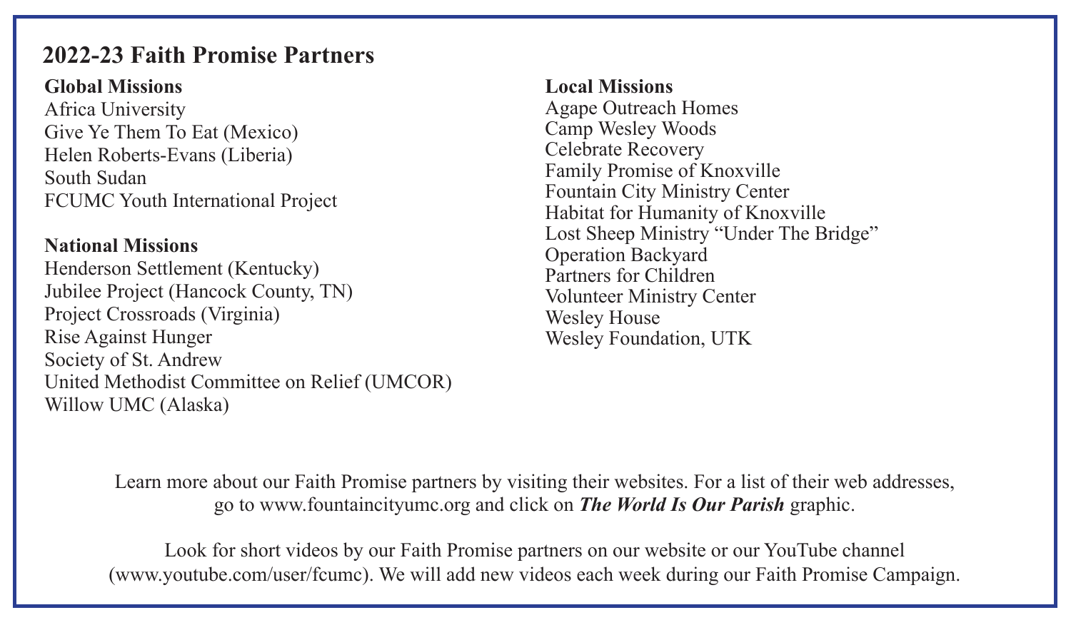## 2022-23 Faith Promise Partners

**Global Missions**

Africa University
Give Ye Them To Eat (Mexico)
Helen Roberts-Evans (Liberia)
South Sudan
FCUMC Youth International Project

**National Missions**

Henderson Settlement (Kentucky)
Jubilee Project (Hancock County, TN)
Project Crossroads (Virginia)
Rise Against Hunger
Society of St. Andrew
United Methodist Committee on Relief (UMCOR)
Willow UMC (Alaska)

**Local Missions**

Agape Outreach Homes
Camp Wesley Woods
Celebrate Recovery
Family Promise of Knoxville
Fountain City Ministry Center
Habitat for Humanity of Knoxville
Lost Sheep Ministry "Under The Bridge"
Operation Backyard
Partners for Children
Volunteer Ministry Center
Wesley House
Wesley Foundation, UTK

Learn more about our Faith Promise partners by visiting their websites. For a list of their web addresses, go to www.fountaincityumc.org and click on ***The World Is Our Parish*** graphic.

Look for short videos by our Faith Promise partners on our website or our YouTube channel (www.youtube.com/user/fcumc). We will add new videos each week during our Faith Promise Campaign.